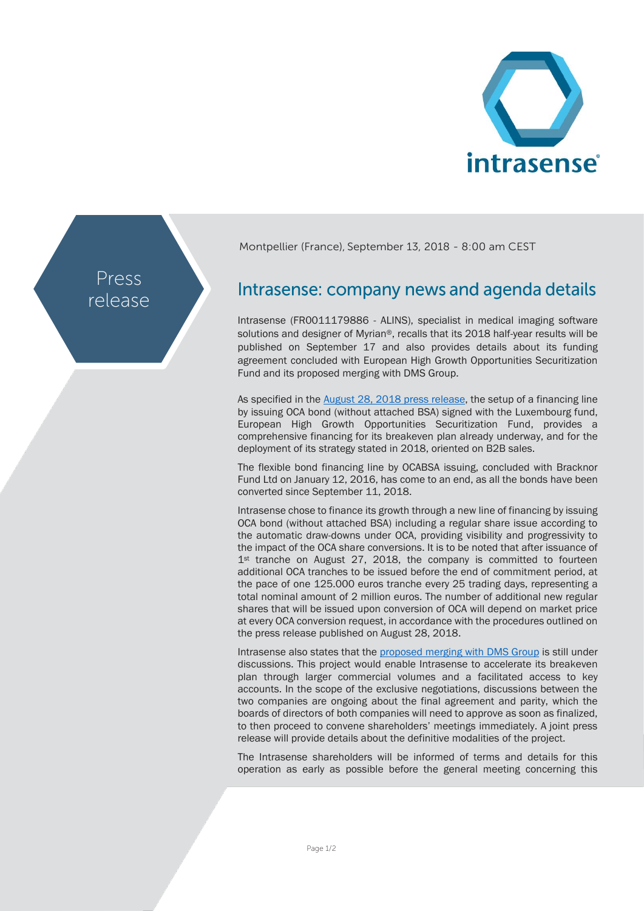Press release

Montpellier (France), September 13, 2018 - 8:00 am CEST

# Intrasense: company news and agenda details

Intrasense (FR0011179886 - ALINS), specialist in medical imaging software solutions and designer of Myrian®, recalls that its 2018 half-year results will be published on September 17 and also provides details about its funding agreement concluded with European High Growth Opportunities Securitization Fund and its proposed merging with DMS Group.

As specified in the [August 28, 2018 press release], the setup of a financing line by issuing OCA bond (without attached BSA) signed with the Luxembourg fund, European High Growth Opportunities Securitization Fund, provides a comprehensive financing for its breakeven plan already underway, and for the deployment of its strategy stated in 2018, oriented on B2B sales.

The flexible bond financing line by OCABSA issuing, concluded with Bracknor Fund Ltd on January 12, 2016, has come to an end, as all the bonds have been converted since September 11, 2018.

Intrasense chose to finance its growth through a new line of financing by issuing OCA bond (without attached BSA) including a regular share issue according to the automatic draw-downs under OCA, providing visibility and progressivity to the impact of the OCA share conversions. It is to be noted that after issuance of 1st tranche on August 27, 2018, the company is committed to fourteen additional OCA tranches to be issued before the end of commitment period, at the pace of one 125.000 euros tranche every 25 trading days, representing a total nominal amount of 2 million euros. The number of additional new regular shares that will be issued upon conversion of OCA will depend on market price at every OCA conversion request, in accordance with the procedures outlined on the press release published on August 28, 2018.

Intrasense also states that the [proposed merging with DMS Group] is still under discussions. This project would enable Intrasense to accelerate its breakeven plan through larger commercial volumes and a facilitated access to key accounts. In the scope of the exclusive negotiations, discussions between the two companies are ongoing about the final agreement and parity, which the boards of directors of both companies will need to approve as soon as finalized, to then proceed to convene shareholders' meetings immediately. A joint press release will provide details about the definitive modalities of the project.

The Intrasense shareholders will be informed of terms and details for this operation as early as possible before the general meeting concerning this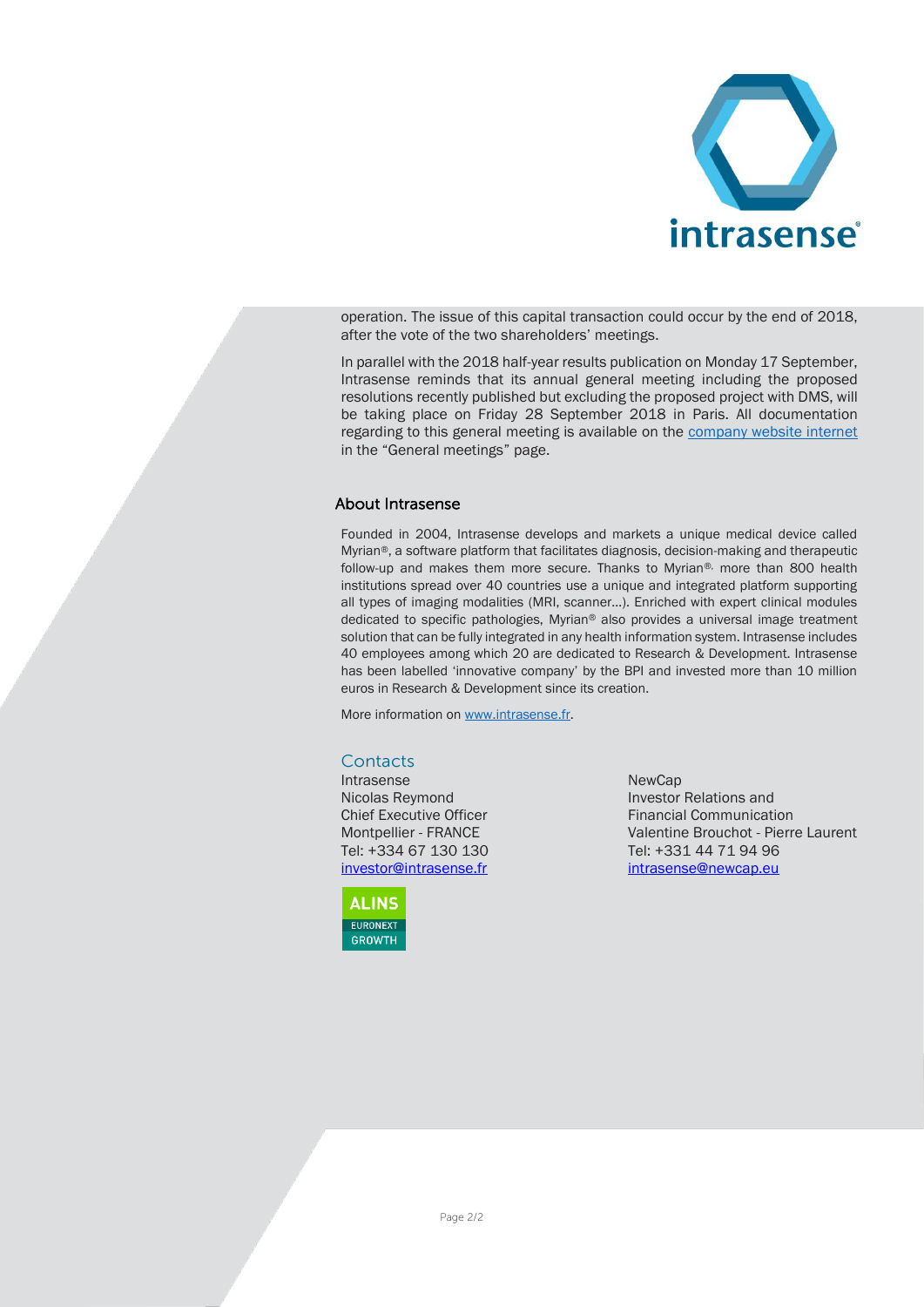operation. The issue of this capital transaction could occur by the end of 2018, after the vote of the two shareholders' meetings.

In parallel with the 2018 half-year results publication on Monday 17 September, Intrasense reminds that its annual general meeting including the proposed resolutions recently published but excluding the proposed project with DMS, will be taking place on Friday 28 September 2018 in Paris. All documentation regarding to this general meeting is available on the company website internet in the "General meetings" page.

## About Intrasense

Founded in 2004, Intrasense develops and markets a unique medical device called Myrian®, a software platform that facilitates diagnosis, decision-making and therapeutic follow-up and makes them more secure. Thanks to Myrian®, more than 800 health institutions spread over 40 countries use a unique and integrated platform supporting all types of imaging modalities (MRI, scanner…). Enriched with expert clinical modules dedicated to specific pathologies, Myrian® also provides a universal image treatment solution that can be fully integrated in any health information system. Intrasense includes 40 employees among which 20 are dedicated to Research & Development. Intrasense has been labelled 'innovative company' by the BPI and invested more than 10 million euros in Research & Development since its creation.

More information on www.intrasense.fr.

## Contacts

Intrasense
Nicolas Reymond
Chief Executive Officer
Montpellier - FRANCE
Tel: +334 67 130 130
investor@intrasense.fr

NewCap
Investor Relations and
Financial Communication
Valentine Brouchot - Pierre Laurent
Tel: +331 44 71 94 96
intrasense@newcap.eu

ALINS
EURONEXT
GROWTH